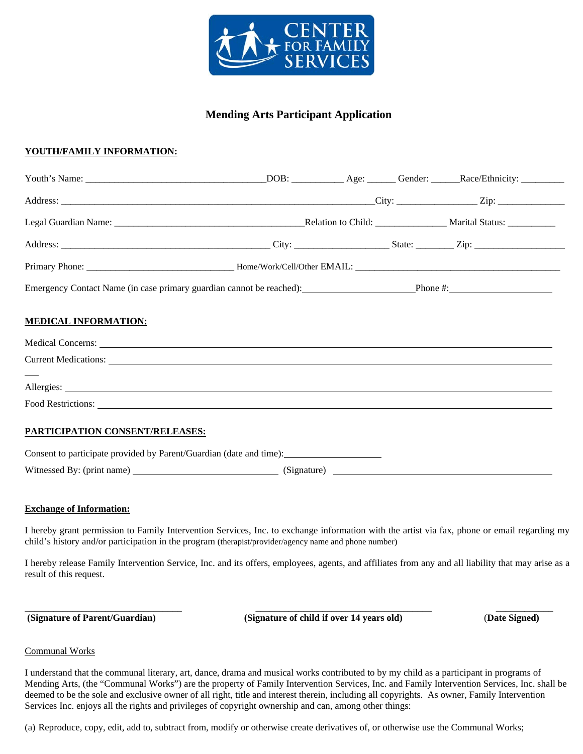CENTER FOR FAMILY SERVICES

## Mending Arts Participant Application

**YOUTH/FAMILY INFORMATION:**

Youth's Name: ____________________________________DOB: __________ Age: ______ Gender: ______Race/Ethnicity: _________

Address: ______________________________________________________________City: ________________ Zip: ______________

Legal Guardian Name: ______________________________________Relation to Child: ______________ Marital Status: __________

Address: __________________________________________ City: ___________________ State: ________ Zip: __________________

Primary Phone: ______________________________ Home/Work/Cell/Other EMAIL: __________________________________________

Emergency Contact Name (in case primary guardian cannot be reached):______________________Phone #:____________________

**MEDICAL INFORMATION:**

Medical Concerns: ____________________________________________________________________________________

Current Medications: __________________________________________________________________________________

Allergies: ___________________________________________________________________________________________

Food Restrictions: ____________________________________________________________________________________

**PARTICIPATION CONSENT/RELEASES:**

Consent to participate provided by Parent/Guardian (date and time):____________________

Witnessed By: (print name) _____________________________ (Signature) ____________________________________________

**Exchange of Information:**

I hereby grant permission to Family Intervention Services, Inc. to exchange information with the artist via fax, phone or email regarding my child's history and/or participation in the program (therapist/provider/agency name and phone number)

I hereby release Family Intervention Service, Inc. and its offers, employees, agents, and affiliates from any and all liability that may arise as a result of this request.

________________________________ ____________________________________ ___________

**(Signature of Parent/Guardian)** **(Signature of child if over 14 years old)** **(Date Signed)**

Communal Works

I understand that the communal literary, art, dance, drama and musical works contributed to by my child as a participant in programs of Mending Arts, (the "Communal Works") are the property of Family Intervention Services, Inc. and Family Intervention Services, Inc. shall be deemed to be the sole and exclusive owner of all right, title and interest therein, including all copyrights. As owner, Family Intervention Services Inc. enjoys all the rights and privileges of copyright ownership and can, among other things:

(a) Reproduce, copy, edit, add to, subtract from, modify or otherwise create derivatives of, or otherwise use the Communal Works;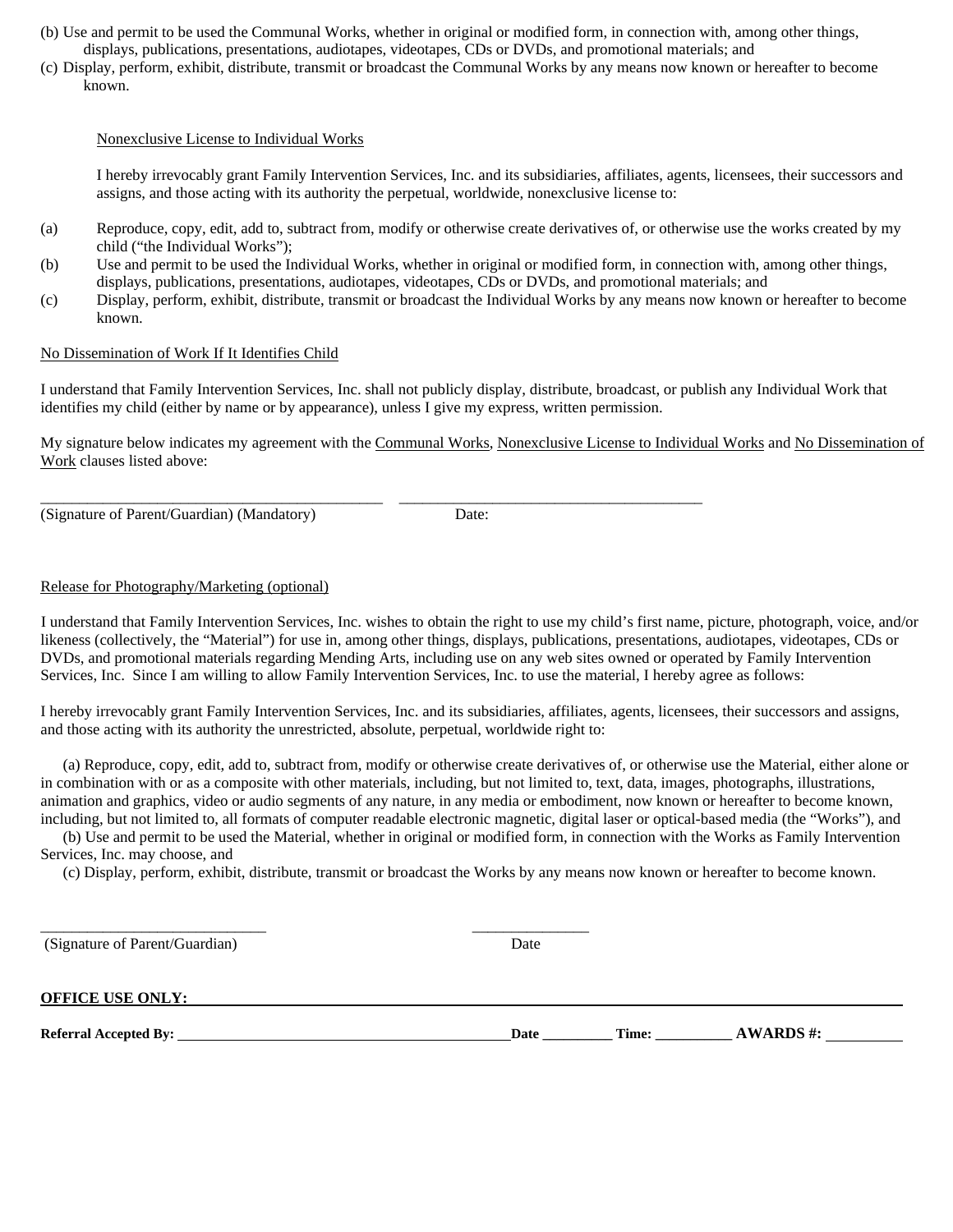(b) Use and permit to be used the Communal Works, whether in original or modified form, in connection with, among other things, displays, publications, presentations, audiotapes, videotapes, CDs or DVDs, and promotional materials; and
(c) Display, perform, exhibit, distribute, transmit or broadcast the Communal Works by any means now known or hereafter to become known.

Nonexclusive License to Individual Works

I hereby irrevocably grant Family Intervention Services, Inc. and its subsidiaries, affiliates, agents, licensees, their successors and assigns, and those acting with its authority the perpetual, worldwide, nonexclusive license to:

(a) Reproduce, copy, edit, add to, subtract from, modify or otherwise create derivatives of, or otherwise use the works created by my child ("the Individual Works");
(b) Use and permit to be used the Individual Works, whether in original or modified form, in connection with, among other things, displays, publications, presentations, audiotapes, videotapes, CDs or DVDs, and promotional materials; and
(c) Display, perform, exhibit, distribute, transmit or broadcast the Individual Works by any means now known or hereafter to become known.

No Dissemination of Work If It Identifies Child

I understand that Family Intervention Services, Inc. shall not publicly display, distribute, broadcast, or publish any Individual Work that identifies my child (either by name or by appearance), unless I give my express, written permission.

My signature below indicates my agreement with the Communal Works, Nonexclusive License to Individual Works and No Dissemination of Work clauses listed above:

_______________________________________________ _________________________________________
(Signature of Parent/Guardian) (Mandatory) Date:

Release for Photography/Marketing (optional)

I understand that Family Intervention Services, Inc. wishes to obtain the right to use my child's first name, picture, photograph, voice, and/or likeness (collectively, the "Material") for use in, among other things, displays, publications, presentations, audiotapes, videotapes, CDs or DVDs, and promotional materials regarding Mending Arts, including use on any web sites owned or operated by Family Intervention Services, Inc. Since I am willing to allow Family Intervention Services, Inc. to use the material, I hereby agree as follows:

I hereby irrevocably grant Family Intervention Services, Inc. and its subsidiaries, affiliates, agents, licensees, their successors and assigns, and those acting with its authority the unrestricted, absolute, perpetual, worldwide right to:

(a) Reproduce, copy, edit, add to, subtract from, modify or otherwise create derivatives of, or otherwise use the Material, either alone or in combination with or as a composite with other materials, including, but not limited to, text, data, images, photographs, illustrations, animation and graphics, video or audio segments of any nature, in any media or embodiment, now known or hereafter to become known, including, but not limited to, all formats of computer readable electronic magnetic, digital laser or optical-based media (the "Works"), and
(b) Use and permit to be used the Material, whether in original or modified form, in connection with the Works as Family Intervention Services, Inc. may choose, and
(c) Display, perform, exhibit, distribute, transmit or broadcast the Works by any means now known or hereafter to become known.

_______________________________ ________________
(Signature of Parent/Guardian) Date

**OFFICE USE ONLY:**

**Referral Accepted By:** ______________________________________________ **Date** __________ **Time:** ___________ **AWARDS #:** __________